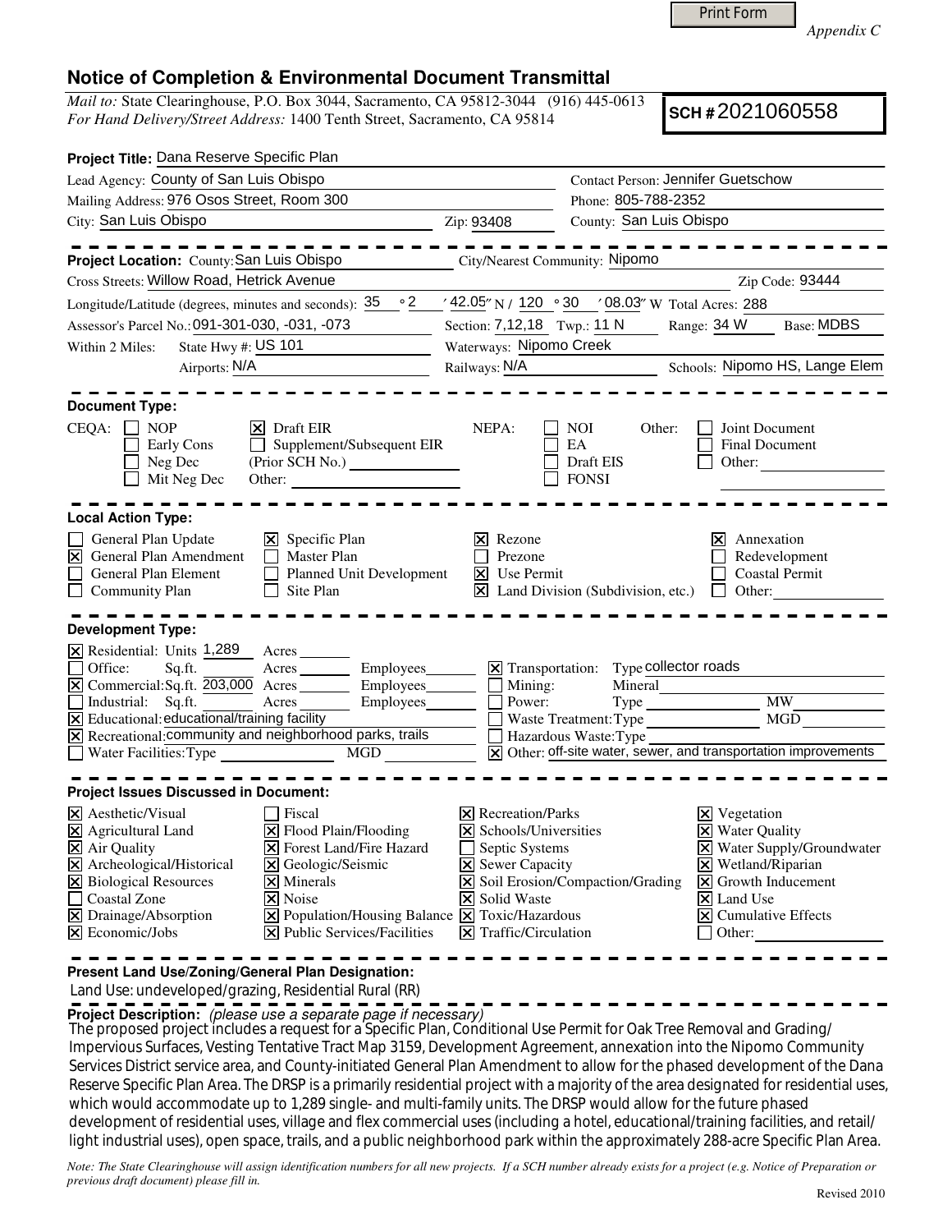Print Form

*Appendix C*

# Notice of Completion & Environmental Document Transmittal

*Mail to:* State Clearinghouse, P.O. Box 3044, Sacramento, CA 95812-3044 (916) 445-0613
*For Hand Delivery/Street Address:* 1400 Tenth Street, Sacramento, CA 95814

**SCH #** 2021060558

**Project Title:** Dana Reserve Specific Plan

Lead Agency: County of San Luis Obispo
Contact Person: Jennifer Guetschow
Mailing Address: 976 Osos Street, Room 300
Phone: 805-788-2352
City: San Luis Obispo
Zip: 93408
County: San Luis Obispo

**Project Location:** County: San Luis Obispo
City/Nearest Community: Nipomo
Cross Streets: Willow Road, Hetrick Avenue
Zip Code: 93444
Longitude/Latitude (degrees, minutes and seconds): 35 ° 2 ′ 42.05″ N / 120 ° 30 ′ 08.03″ W Total Acres: 288
Assessor's Parcel No.: 091-301-030, -031, -073
Section: 7,12,18 Twp.: 11 N Range: 34 W Base: MDBS
Within 2 Miles: State Hwy #: US 101
Waterways: Nipomo Creek
Airports: N/A
Railways: N/A
Schools: Nipomo HS, Lange Elem

**Document Type:**

CEQA:
- [ ] NOP
- [ ] Early Cons
- [ ] Neg Dec
- [ ] Mit Neg Dec
- [x] Draft EIR
- [ ] Supplement/Subsequent EIR (Prior SCH No.)
- Other:

NEPA:
- [ ] NOI
- [ ] EA
- [ ] Draft EIS
- [ ] FONSI

Other:
- [ ] Joint Document
- [ ] Final Document
- [ ] Other:

**Local Action Type:**

- [ ] General Plan Update
- [x] General Plan Amendment
- [ ] General Plan Element
- [ ] Community Plan
- [x] Specific Plan
- [ ] Master Plan
- [ ] Planned Unit Development
- [ ] Site Plan
- [x] Rezone
- [ ] Prezone
- [x] Use Permit
- [x] Land Division (Subdivision, etc.)
- [x] Annexation
- [ ] Redevelopment
- [ ] Coastal Permit
- [ ] Other:

**Development Type:**

- [x] Residential: Units 1,289 Acres
- [ ] Office: Sq.ft. Acres Employees
- [x] Commercial: Sq.ft. 203,000 Acres Employees
- [ ] Industrial: Sq.ft. Acres Employees
- [x] Educational: educational/training facility
- [x] Recreational: community and neighborhood parks, trails
- [ ] Water Facilities: Type MGD
- [x] Transportation: Type collector roads
- [ ] Mining: Mineral
- [ ] Power: Type MW
- [ ] Waste Treatment: Type MGD
- [ ] Hazardous Waste: Type
- [x] Other: off-site water, sewer, and transportation improvements

**Project Issues Discussed in Document:**

- [x] Aesthetic/Visual
- [x] Agricultural Land
- [x] Air Quality
- [x] Archeological/Historical
- [x] Biological Resources
- [ ] Coastal Zone
- [x] Drainage/Absorption
- [x] Economic/Jobs
- [ ] Fiscal
- [x] Flood Plain/Flooding
- [x] Forest Land/Fire Hazard
- [x] Geologic/Seismic
- [x] Minerals
- [x] Noise
- [x] Population/Housing Balance
- [x] Public Services/Facilities
- [x] Recreation/Parks
- [x] Schools/Universities
- [ ] Septic Systems
- [x] Sewer Capacity
- [x] Soil Erosion/Compaction/Grading
- [x] Solid Waste
- [x] Toxic/Hazardous
- [x] Traffic/Circulation
- [x] Vegetation
- [x] Water Quality
- [x] Water Supply/Groundwater
- [x] Wetland/Riparian
- [x] Growth Inducement
- [x] Land Use
- [x] Cumulative Effects
- [ ] Other:

**Present Land Use/Zoning/General Plan Designation:**

Land Use: undeveloped/grazing, Residential Rural (RR)

**Project Description:** *(please use a separate page if necessary)*

The proposed project includes a request for a Specific Plan, Conditional Use Permit for Oak Tree Removal and Grading/ Impervious Surfaces, Vesting Tentative Tract Map 3159, Development Agreement, annexation into the Nipomo Community Services District service area, and County-initiated General Plan Amendment to allow for the phased development of the Dana Reserve Specific Plan Area. The DRSP is a primarily residential project with a majority of the area designated for residential uses, which would accommodate up to 1,289 single- and multi-family units. The DRSP would allow for the future phased development of residential uses, village and flex commercial uses (including a hotel, educational/training facilities, and retail/ light industrial uses), open space, trails, and a public neighborhood park within the approximately 288-acre Specific Plan Area.

*Note: The State Clearinghouse will assign identification numbers for all new projects. If a SCH number already exists for a project (e.g. Notice of Preparation or previous draft document) please fill in.*

Revised 2010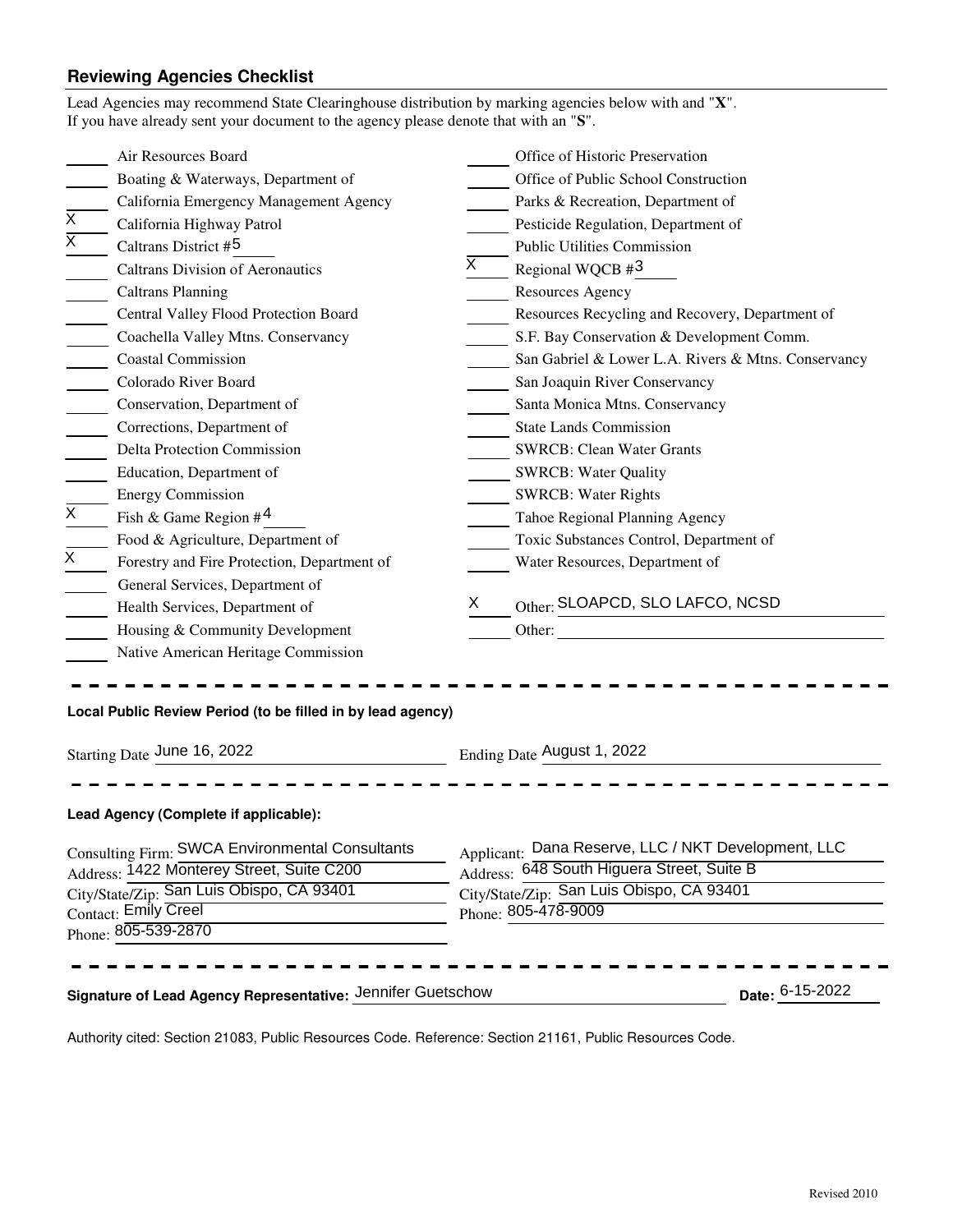## Reviewing Agencies Checklist

Lead Agencies may recommend State Clearinghouse distribution by marking agencies below with and "**X**".
If you have already sent your document to the agency please denote that with an "**S**".

| | | | |
|---|---|---|---|
| | Air Resources Board | | Office of Historic Preservation |
| | Boating & Waterways, Department of | | Office of Public School Construction |
| | California Emergency Management Agency | | Parks & Recreation, Department of |
| X | California Highway Patrol | | Pesticide Regulation, Department of |
| X | Caltrans District # 5 | | Public Utilities Commission |
| | Caltrans Division of Aeronautics | X | Regional WQCB # 3 |
| | Caltrans Planning | | Resources Agency |
| | Central Valley Flood Protection Board | | Resources Recycling and Recovery, Department of |
| | Coachella Valley Mtns. Conservancy | | S.F. Bay Conservation & Development Comm. |
| | Coastal Commission | | San Gabriel & Lower L.A. Rivers & Mtns. Conservancy |
| | Colorado River Board | | San Joaquin River Conservancy |
| | Conservation, Department of | | Santa Monica Mtns. Conservancy |
| | Corrections, Department of | | State Lands Commission |
| | Delta Protection Commission | | SWRCB: Clean Water Grants |
| | Education, Department of | | SWRCB: Water Quality |
| | Energy Commission | | SWRCB: Water Rights |
| X | Fish & Game Region # 4 | | Tahoe Regional Planning Agency |
| | Food & Agriculture, Department of | | Toxic Substances Control, Department of |
| X | Forestry and Fire Protection, Department of | | Water Resources, Department of |
| | General Services, Department of | | |
| | Health Services, Department of | X | Other: SLOAPCD, SLO LAFCO, NCSD |
| | Housing & Community Development | | Other: |
| | Native American Heritage Commission | | |

**Local Public Review Period (to be filled in by lead agency)**

Starting Date June 16, 2022 Ending Date August 1, 2022

**Lead Agency (Complete if applicable):**

Consulting Firm: SWCA Environmental Consultants
Address: 1422 Monterey Street, Suite C200
City/State/Zip: San Luis Obispo, CA 93401
Contact: Emily Creel
Phone: 805-539-2870

Applicant: Dana Reserve, LLC / NKT Development, LLC
Address: 648 South Higuera Street, Suite B
City/State/Zip: San Luis Obispo, CA 93401
Phone: 805-478-9009

**Signature of Lead Agency Representative:** Jennifer Guetschow **Date:** 6-15-2022

Authority cited: Section 21083, Public Resources Code. Reference: Section 21161, Public Resources Code.

Revised 2010